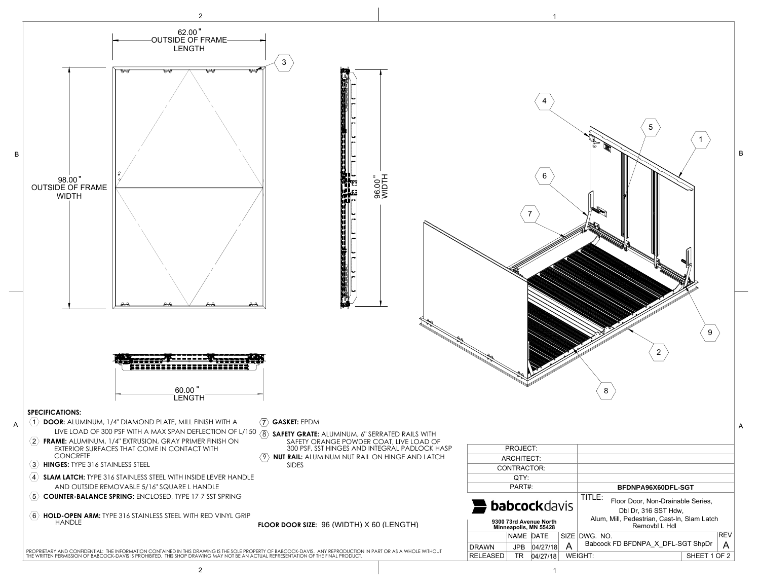62.00" OUTSIDE OF FRAME LENGTH

98.00" OUTSIDE OF FRAME WIDTH

96.00" WIDTH

60.00" LENGTH

**SPECIFICATIONS:**

1. **DOOR:** ALUMINUM, 1/4" DIAMOND PLATE, MILL FINISH WITH A LIVE LOAD OF 300 PSF WITH A MAX SPAN DEFLECTION OF L/150
2. **FRAME:** ALUMINUM, 1/4" EXTRUSION, GRAY PRIMER FINISH ON EXTERIOR SURFACES THAT COME IN CONTACT WITH CONCRETE
3. **HINGES:** TYPE 316 STAINLESS STEEL
4. **SLAM LATCH:** TYPE 316 STAINLESS STEEL WITH INSIDE LEVER HANDLE AND OUTSIDE REMOVABLE 5/16" SQUARE L HANDLE
5. **COUNTER-BALANCE SPRING:** ENCLOSED, TYPE 17-7 SST SPRING
6. **HOLD-OPEN ARM:** TYPE 316 STAINLESS STEEL WITH RED VINYL GRIP HANDLE
7. **GASKET:** EPDM
8. **SAFETY GRATE:** ALUMINUM, 6" SERRATED RAILS WITH SAFETY ORANGE POWDER COAT, LIVE LOAD OF 300 PSF, SST HINGES AND INTEGRAL PADLOCK HASP
9. **NUT RAIL:** ALUMINUM NUT RAIL ON HINGE AND LATCH SIDES

**FLOOR DOOR SIZE:** 96 (WIDTH) X 60 (LENGTH)

PROPRIETARY AND CONFIDENTIAL: THE INFORMATION CONTAINED IN THIS DRAWING IS THE SOLE PROPERTY OF BABCOCK-DAVIS. ANY REPRODUCTION IN PART OR AS A WHOLE WITHOUT THE WRITTEN PERMISSION OF BABCOCK-DAVIS IS PROHIBITED. THIS SHOP DRAWING MAY NOT BE AN ACTUAL REPRESENTATION OF THE FINAL PRODUCT.

| PROJECT: | |
|---|---|
| ARCHITECT: | |
| CONTRACTOR: | |
| QTY: | |
| PART#: | **BFDNPA96X60DFL-SGT** |

**babcock**davis
9300 73rd Avenue North
Minneapolis, MN 55428

TITLE: Floor Door, Non-Drainable Series, Dbl Dr, 316 SST Hdw, Alum, Mill, Pedestrian, Cast-In, Slam Latch Removbl L Hdl

| | NAME | DATE | SIZE | DWG. NO. | REV |
|---|---|---|---|---|---|
| DRAWN | JPB | 04/27/18 | A | Babcock FD BFDNPA_X_DFL-SGT ShpDr | A |
| RELEASED | TR | 04/27/18 | WEIGHT: | | SHEET 1 OF 2 |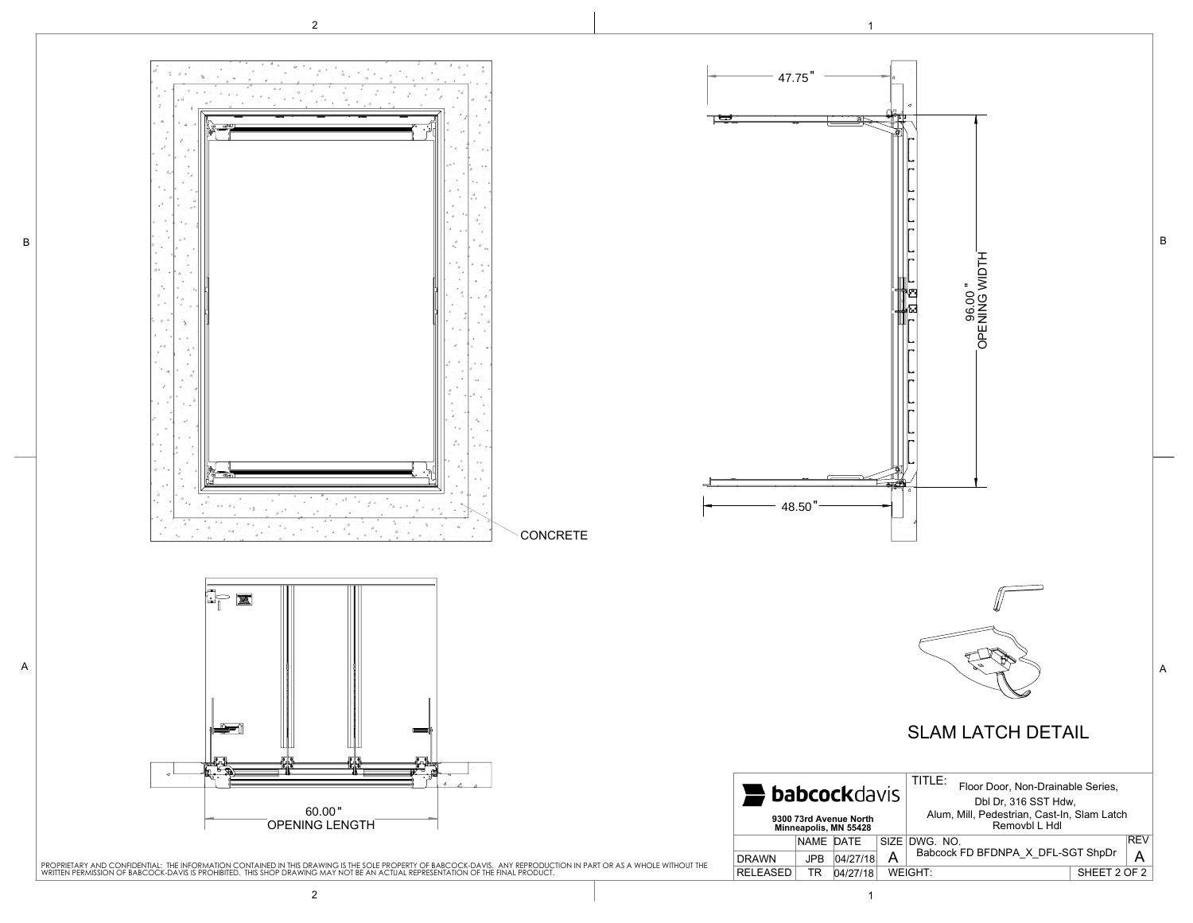47.75"

96.00"
OPENING WIDTH

48.50"

CONCRETE

60.00"
OPENING LENGTH

SLAM LATCH DETAIL

**babcock**davis

9300 73rd Avenue North
Minneapolis, MN 55428

| | NAME | DATE | SIZE | TITLE / DWG. NO. | REV |
|---|---|---|---|---|---|
| | | | | TITLE: Floor Door, Non-Drainable Series, Dbl Dr, 316 SST Hdw, Alum, Mill, Pedestrian, Cast-In, Slam Latch Removbl L Hdl | |
| DRAWN | JPB | 04/27/18 | A | DWG. NO. Babcock FD BFDNPA_X_DFL-SGT ShpDr | A |
| RELEASED | TR | 04/27/18 | | WEIGHT: | |

PROPRIETARY AND CONFIDENTIAL: THE INFORMATION CONTAINED IN THIS DRAWING IS THE SOLE PROPERTY OF BABCOCK-DAVIS. ANY REPRODUCTION IN PART OR AS A WHOLE WITHOUT THE WRITTEN PERMISSION OF BABCOCK-DAVIS IS PROHIBITED. THIS SHOP DRAWING MAY NOT BE AN ACTUAL REPRESENTATION OF THE FINAL PRODUCT.